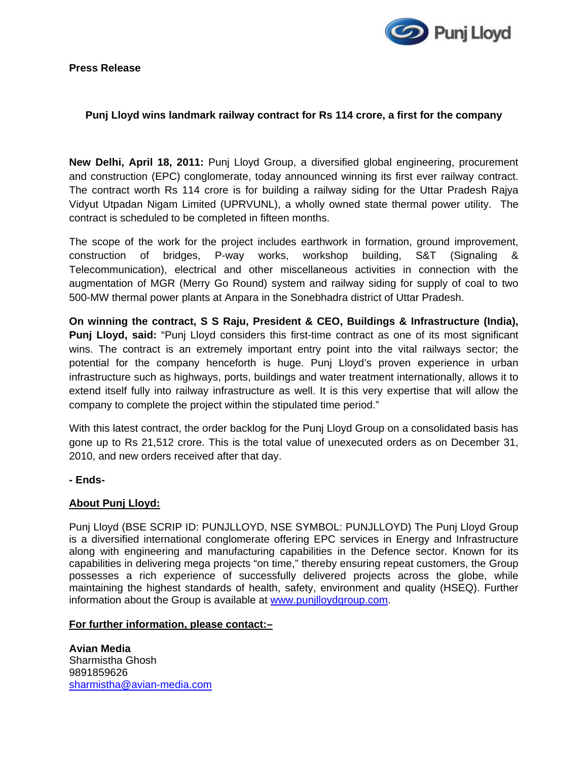**Press Release**

## Punj Lloyd wins landmark railway contract for Rs 114 crore, a first for the company

**New Delhi, April 18, 2011:** Punj Lloyd Group, a diversified global engineering, procurement and construction (EPC) conglomerate, today announced winning its first ever railway contract. The contract worth Rs 114 crore is for building a railway siding for the Uttar Pradesh Rajya Vidyut Utpadan Nigam Limited (UPRVUNL), a wholly owned state thermal power utility. The contract is scheduled to be completed in fifteen months.

The scope of the work for the project includes earthwork in formation, ground improvement, construction of bridges, P-way works, workshop building, S&T (Signaling & Telecommunication), electrical and other miscellaneous activities in connection with the augmentation of MGR (Merry Go Round) system and railway siding for supply of coal to two 500-MW thermal power plants at Anpara in the Sonebhadra district of Uttar Pradesh.

**On winning the contract, S S Raju, President & CEO, Buildings & Infrastructure (India), Punj Lloyd, said:** "Punj Lloyd considers this first-time contract as one of its most significant wins. The contract is an extremely important entry point into the vital railways sector; the potential for the company henceforth is huge. Punj Lloyd's proven experience in urban infrastructure such as highways, ports, buildings and water treatment internationally, allows it to extend itself fully into railway infrastructure as well. It is this very expertise that will allow the company to complete the project within the stipulated time period."

With this latest contract, the order backlog for the Punj Lloyd Group on a consolidated basis has gone up to Rs 21,512 crore. This is the total value of unexecuted orders as on December 31, 2010, and new orders received after that day.

**- Ends-**

### About Punj Lloyd:

Punj Lloyd (BSE SCRIP ID: PUNJLLOYD, NSE SYMBOL: PUNJLLOYD) The Punj Lloyd Group is a diversified international conglomerate offering EPC services in Energy and Infrastructure along with engineering and manufacturing capabilities in the Defence sector. Known for its capabilities in delivering mega projects "on time," thereby ensuring repeat customers, the Group possesses a rich experience of successfully delivered projects across the globe, while maintaining the highest standards of health, safety, environment and quality (HSEQ). Further information about the Group is available at www.punjlloydgroup.com.

### For further information, please contact:–

**Avian Media**
Sharmistha Ghosh
9891859626
sharmistha@avian-media.com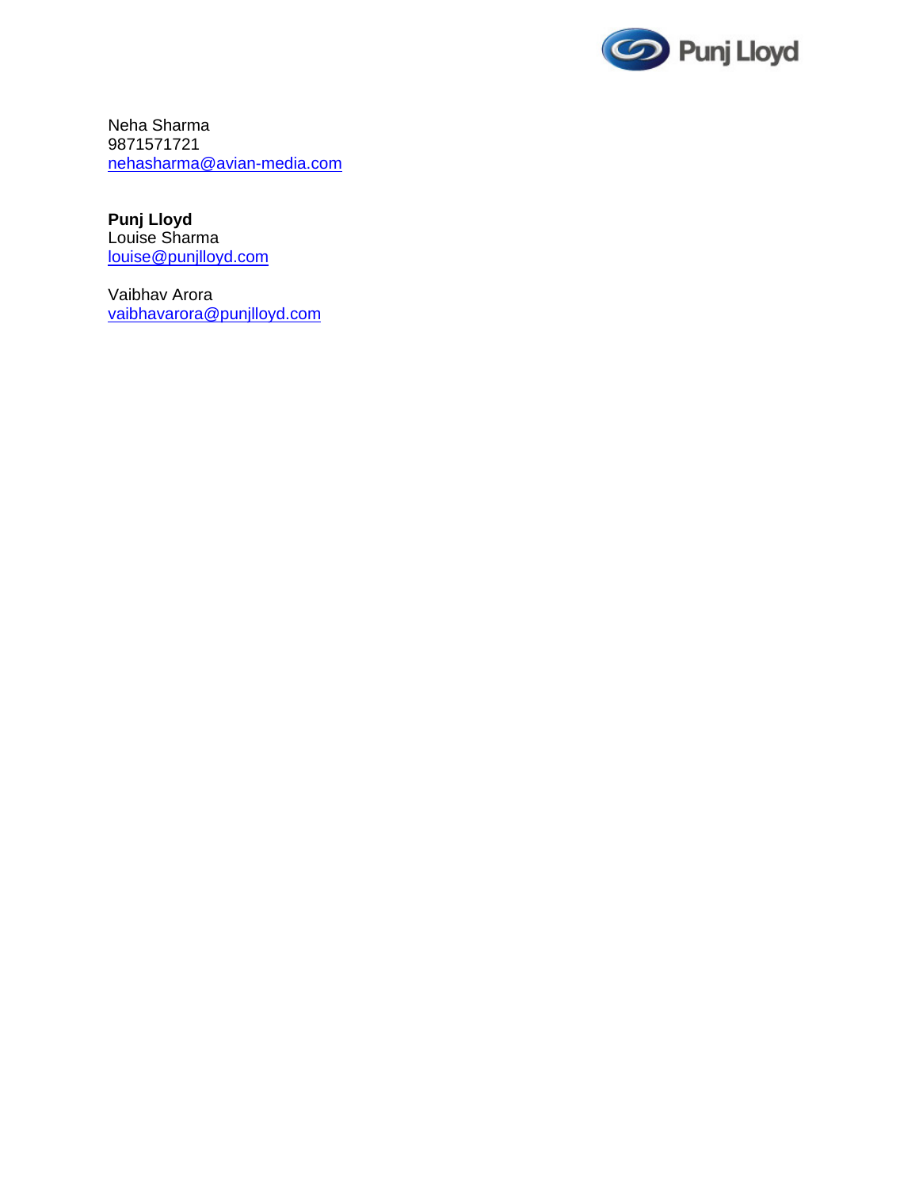Neha Sharma
9871571721
nehasharma@avian-media.com

**Punj Lloyd**
Louise Sharma
louise@punjlloyd.com

Vaibhav Arora
vaibhavarora@punjlloyd.com